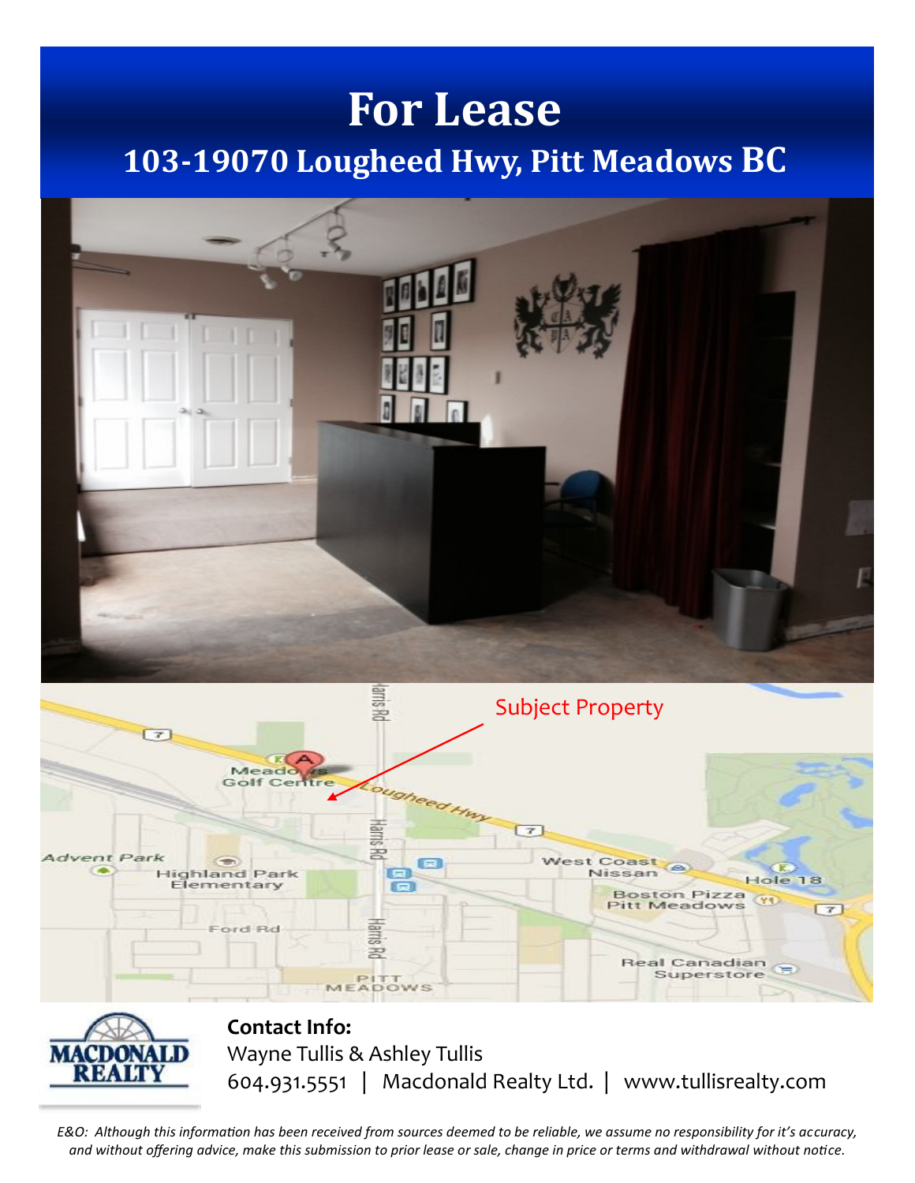# For Lease

## 103-19070 Lougheed Hwy, Pitt Meadows BC

Subject Property

**Contact Info:**

Wayne Tullis & Ashley Tullis

604.931.5551 | Macdonald Realty Ltd. | www.tullisrealty.com

*E&O: Although this information has been received from sources deemed to be reliable, we assume no responsibility for it's accuracy, and without offering advice, make this submission to prior lease or sale, change in price or terms and withdrawal without notice.*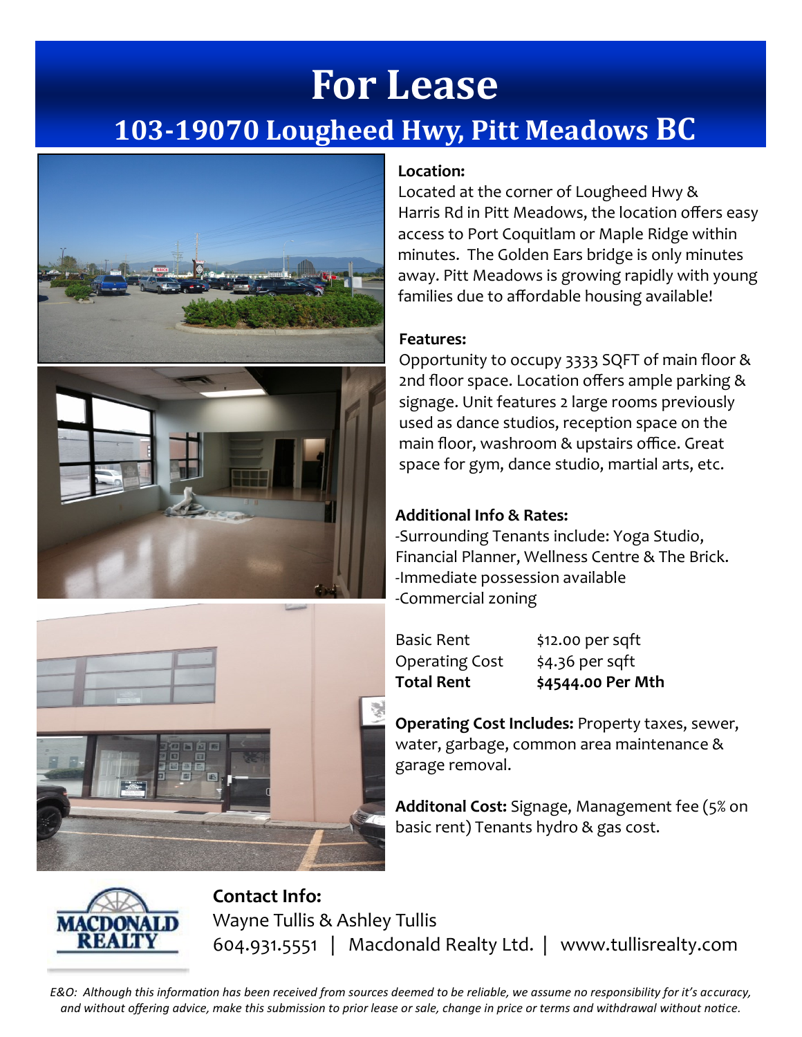# For Lease

## 103-19070 Lougheed Hwy, Pitt Meadows BC

**Location:**
Located at the corner of Lougheed Hwy & Harris Rd in Pitt Meadows, the location offers easy access to Port Coquitlam or Maple Ridge within minutes. The Golden Ears bridge is only minutes away. Pitt Meadows is growing rapidly with young families due to affordable housing available!

**Features:**
Opportunity to occupy 3333 SQFT of main floor & 2nd floor space. Location offers ample parking & signage. Unit features 2 large rooms previously used as dance studios, reception space on the main floor, washroom & upstairs office. Great space for gym, dance studio, martial arts, etc.

**Additional Info & Rates:**
-Surrounding Tenants include: Yoga Studio, Financial Planner, Wellness Centre & The Brick.
-Immediate possession available
-Commercial zoning

| | |
|---|---|
| Basic Rent | $12.00 per sqft |
| Operating Cost | $4.36 per sqft |
| **Total Rent** | **$4544.00 Per Mth** |

**Operating Cost Includes:** Property taxes, sewer, water, garbage, common area maintenance & garage removal.

**Additonal Cost:** Signage, Management fee (5% on basic rent) Tenants hydro & gas cost.

**Contact Info:**
Wayne Tullis & Ashley Tullis
604.931.5551 | Macdonald Realty Ltd. | www.tullisrealty.com

*E&O: Although this information has been received from sources deemed to be reliable, we assume no responsibility for it's accuracy, and without offering advice, make this submission to prior lease or sale, change in price or terms and withdrawal without notice.*